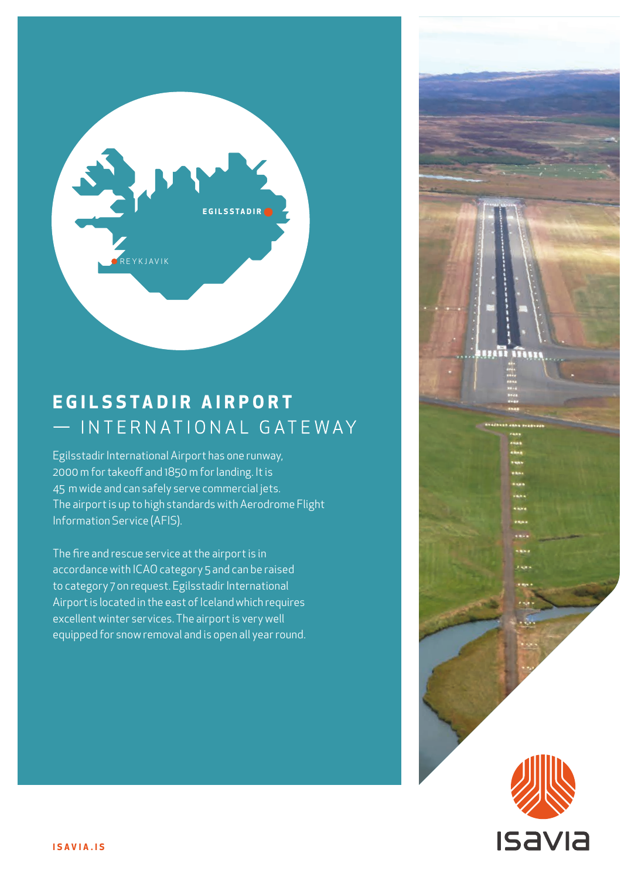EGILSSTADIR

REYKJAVIK

# EGILSSTADIR AIRPORT
## — INTERNATIONAL GATEWAY

Egilsstadir International Airport has one runway, 2000 m for takeoff and 1850 m for landing. It is 45 m wide and can safely serve commercial jets. The airport is up to high standards with Aerodrome Flight Information Service (AFIS).

The fire and rescue service at the airport is in accordance with ICAO category 5 and can be raised to category 7 on request. Egilsstadir International Airport is located in the east of Iceland which requires excellent winter services. The airport is very well equipped for snow removal and is open all year round.

ISAVIA.IS

isavia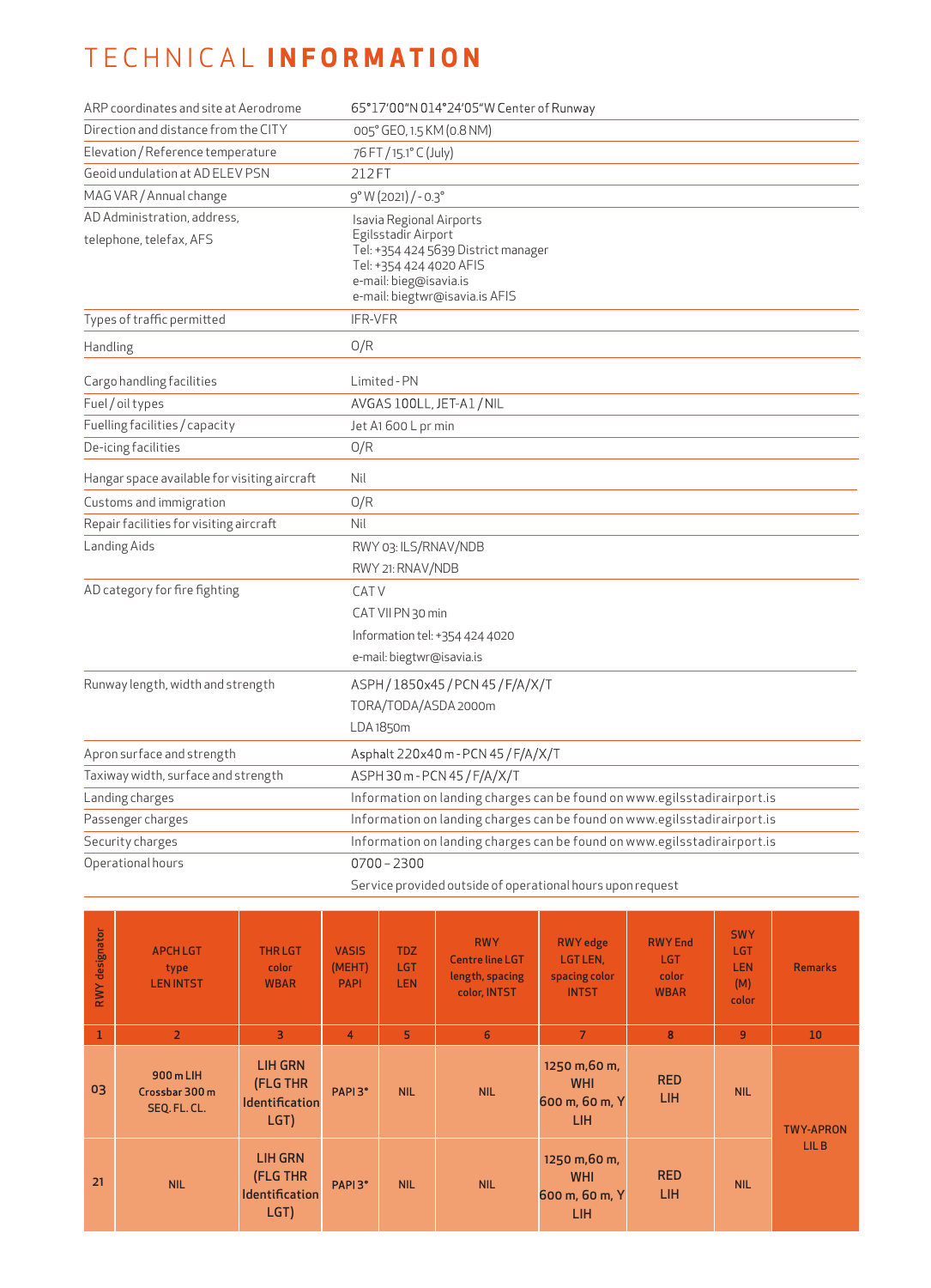# TECHNICAL **INFORMATION**

| | |
|---|---|
| ARP coordinates and site at Aerodrome | 65°17'00"N 014°24'05"W Center of Runway |
| Direction and distance from the CITY | 005° GEO, 1.5 KM (0.8 NM) |
| Elevation / Reference temperature | 76 FT / 15.1° C (July) |
| Geoid undulation at AD ELEV PSN | 212 FT |
| MAG VAR / Annual change | 9° W (2021) / - 0.3° |
| AD Administration, address, telephone, telefax, AFS | Isavia Regional Airports<br>Egilsstadir Airport<br>Tel: +354 424 5639 District manager<br>Tel: +354 424 4020 AFIS<br>e-mail: bieg@isavia.is<br>e-mail: biegtwr@isavia.is AFIS |
| Types of traffic permitted | IFR-VFR |
| Handling | O/R |
| Cargo handling facilities | Limited - PN |
| Fuel / oil types | AVGAS 100LL, JET-A1 / NIL |
| Fuelling facilities / capacity | Jet A1 600 L pr min |
| De-icing facilities | O/R |
| Hangar space available for visiting aircraft | Nil |
| Customs and immigration | O/R |
| Repair facilities for visiting aircraft | Nil |
| Landing Aids | RWY 03: ILS/RNAV/NDB<br>RWY 21: RNAV/NDB |
| AD category for fire fighting | CAT V<br>CAT VII PN 30 min<br>Information tel: +354 424 4020<br>e-mail: biegtwr@isavia.is |
| Runway length, width and strength | ASPH / 1850x45 / PCN 45 / F/A/X/T<br>TORA/TODA/ASDA 2000m<br>LDA 1850m |
| Apron surface and strength | Asphalt 220x40 m - PCN 45 / F/A/X/T |
| Taxiway width, surface and strength | ASPH 30 m - PCN 45 / F/A/X/T |
| Landing charges | Information on landing charges can be found on www.egilsstadirairport.is |
| Passenger charges | Information on landing charges can be found on www.egilsstadirairport.is |
| Security charges | Information on landing charges can be found on www.egilsstadirairport.is |
| Operational hours | 0700 – 2300<br>Service provided outside of operational hours upon request |

| RWY designator | APCH LGT type LEN INTST | THR LGT color WBAR | VASIS (MEHT) PAPI | TDZ LGT LEN | RWY Centre line LGT length, spacing color, INTST | RWY edge LGT LEN, spacing color INTST | RWY End LGT color WBAR | SWY LGT LEN (M) color | Remarks |
|---|---|---|---|---|---|---|---|---|---|
| 1 | 2 | 3 | 4 | 5 | 6 | 7 | 8 | 9 | 10 |
| 03 | 900 m LIH Crossbar 300 m SEQ. FL. CL. | LIH GRN (FLG THR Identification LGT) | PAPI 3° | NIL | NIL | 1250 m,60 m, WHI 600 m, 60 m, Y LIH | RED LIH | NIL | TWY-APRON LIL B |
| 21 | NIL | LIH GRN (FLG THR Identification LGT) | PAPI 3° | NIL | NIL | 1250 m,60 m, WHI 600 m, 60 m, Y LIH | RED LIH | NIL | |